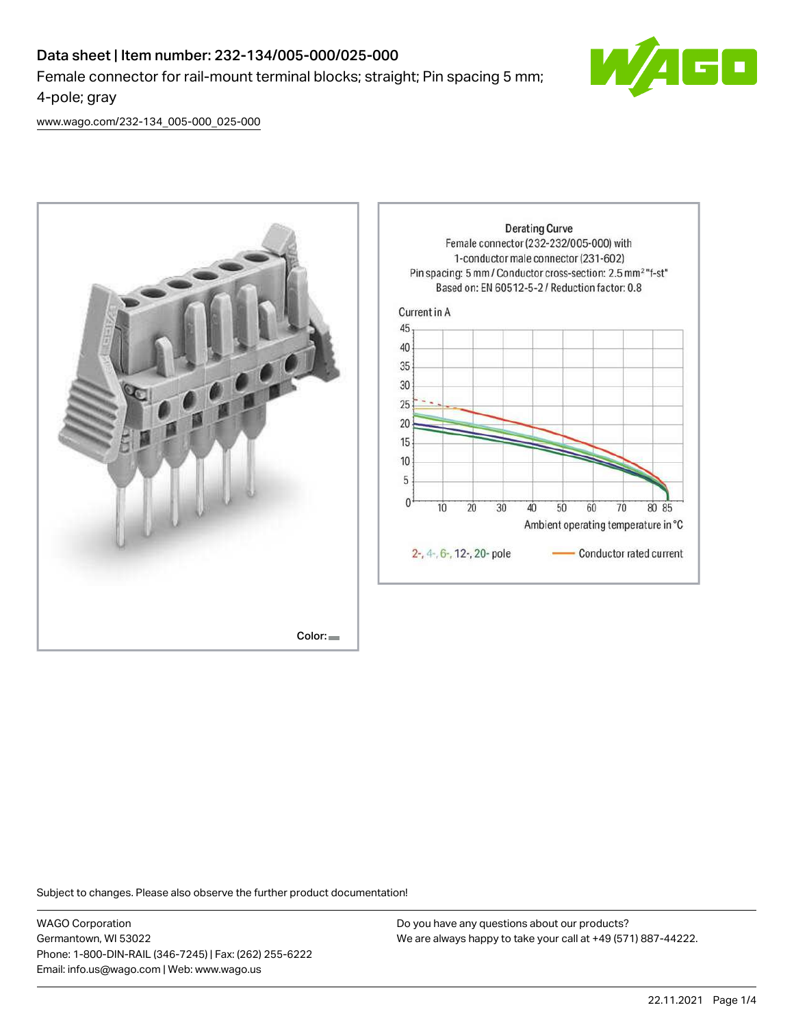# Data sheet | Item number: 232-134/005-000/025-000

Female connector for rail-mount terminal blocks; straight; Pin spacing 5 mm; 4-pole; gray

www.wago.com/232-134_005-000_025-000

Color:

Derating Curve
Female connector (232-232/005-000) with
1-conductor male connector (231-602)
Pin spacing: 5 mm / Conductor cross-section: 2.5 mm² "f-st"
Based on: EN 60512-5-2 / Reduction factor: 0.8

Current in A

Ambient operating temperature in °C

2-, 4-, 6-, 12-, 20- pole — Conductor rated current

Subject to changes. Please also observe the further product documentation!

WAGO Corporation
Germantown, WI 53022
Phone: 1-800-DIN-RAIL (346-7245) | Fax: (262) 255-6222
Email: info.us@wago.com | Web: www.wago.us

Do you have any questions about our products?
We are always happy to take your call at +49 (571) 887-44222.

22.11.2021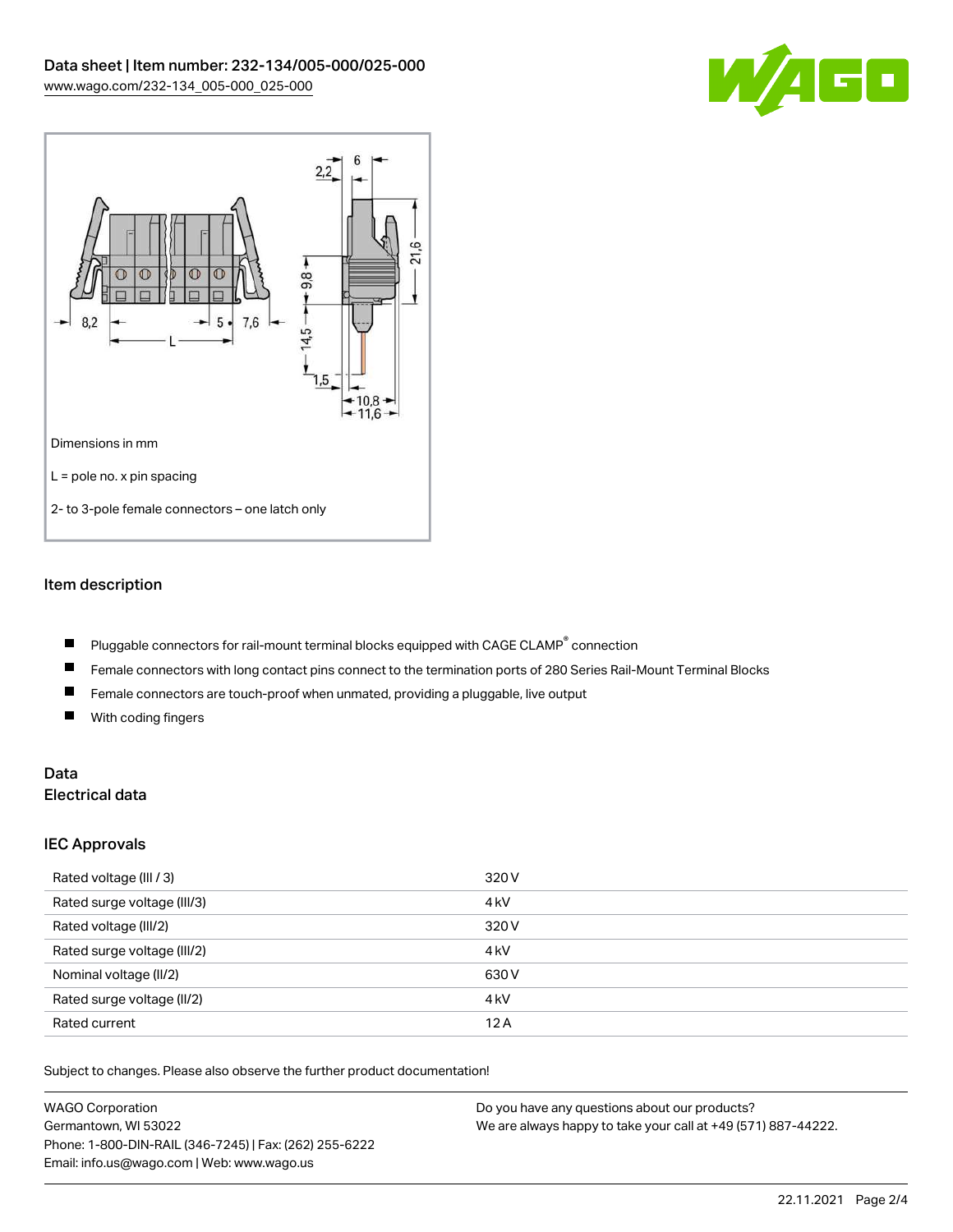Dimensions in mm

L = pole no. x pin spacing

2- to 3-pole female connectors – one latch only

## Item description

- Pluggable connectors for rail-mount terminal blocks equipped with CAGE CLAMP® connection
- Female connectors with long contact pins connect to the termination ports of 280 Series Rail-Mount Terminal Blocks
- Female connectors are touch-proof when unmated, providing a pluggable, live output
- With coding fingers

## Data
### Electrical data

### IEC Approvals

| | |
|---|---|
| Rated voltage (III / 3) | 320 V |
| Rated surge voltage (III/3) | 4 kV |
| Rated voltage (III/2) | 320 V |
| Rated surge voltage (III/2) | 4 kV |
| Nominal voltage (II/2) | 630 V |
| Rated surge voltage (II/2) | 4 kV |
| Rated current | 12 A |

Subject to changes. Please also observe the further product documentation!

WAGO Corporation
Germantown, WI 53022
Phone: 1-800-DIN-RAIL (346-7245) | Fax: (262) 255-6222
Email: info.us@wago.com | Web: www.wago.us

Do you have any questions about our products?
We are always happy to take your call at +49 (571) 887-44222.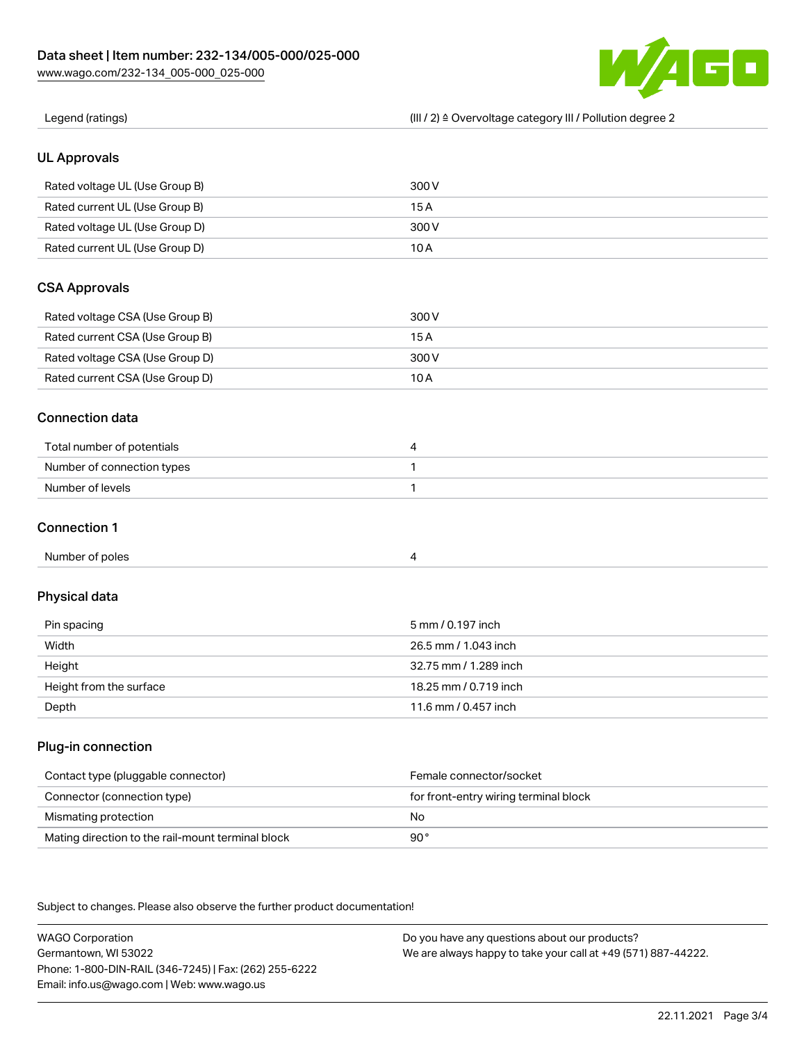| Legend (ratings) | (III / 2) ≙ Overvoltage category III / Pollution degree 2 |
| --- | --- |

## UL Approvals

| | |
| --- | --- |
| Rated voltage UL (Use Group B) | 300 V |
| Rated current UL (Use Group B) | 15 A |
| Rated voltage UL (Use Group D) | 300 V |
| Rated current UL (Use Group D) | 10 A |

## CSA Approvals

| | |
| --- | --- |
| Rated voltage CSA (Use Group B) | 300 V |
| Rated current CSA (Use Group B) | 15 A |
| Rated voltage CSA (Use Group D) | 300 V |
| Rated current CSA (Use Group D) | 10 A |

## Connection data

| | |
| --- | --- |
| Total number of potentials | 4 |
| Number of connection types | 1 |
| Number of levels | 1 |

## Connection 1

| | |
| --- | --- |
| Number of poles | 4 |

## Physical data

| | |
| --- | --- |
| Pin spacing | 5 mm / 0.197 inch |
| Width | 26.5 mm / 1.043 inch |
| Height | 32.75 mm / 1.289 inch |
| Height from the surface | 18.25 mm / 0.719 inch |
| Depth | 11.6 mm / 0.457 inch |

## Plug-in connection

| | |
| --- | --- |
| Contact type (pluggable connector) | Female connector/socket |
| Connector (connection type) | for front-entry wiring terminal block |
| Mismating protection | No |
| Mating direction to the rail-mount terminal block | 90 ° |

Subject to changes. Please also observe the further product documentation!

WAGO Corporation
Germantown, WI 53022
Phone: 1-800-DIN-RAIL (346-7245) | Fax: (262) 255-6222
Email: info.us@wago.com | Web: www.wago.us

Do you have any questions about our products?
We are always happy to take your call at +49 (571) 887-44222.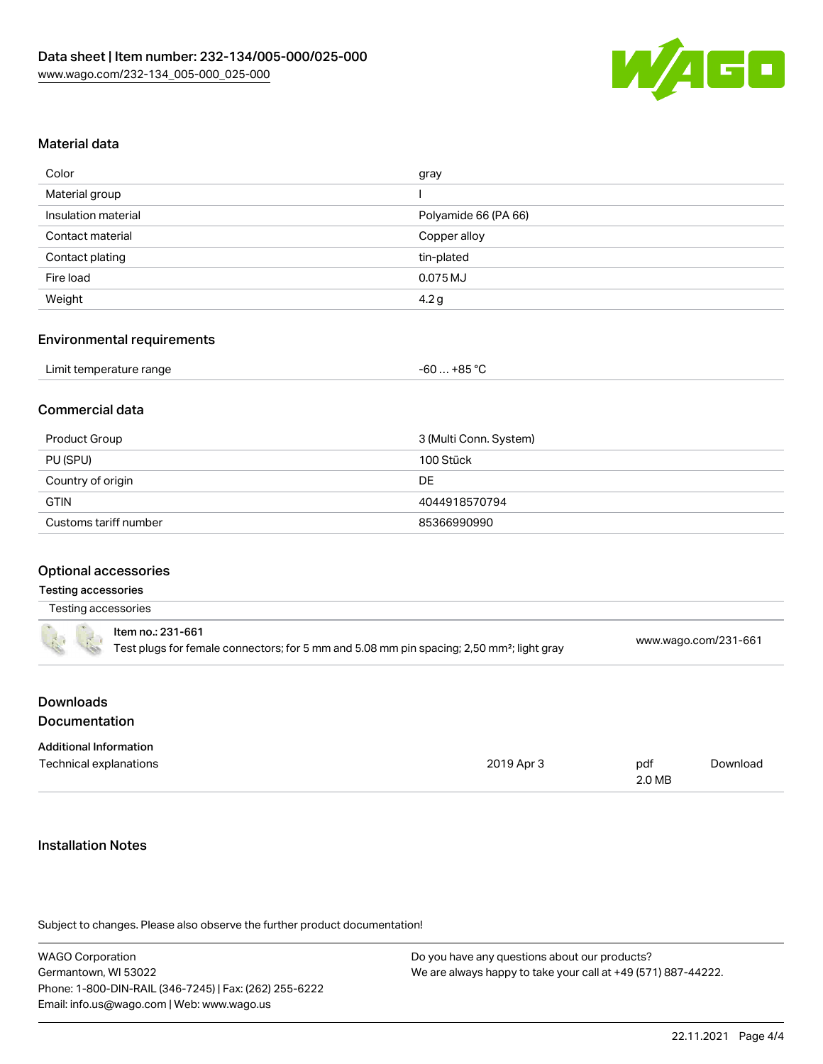## Material data

| | |
|---|---|
| Color | gray |
| Material group | I |
| Insulation material | Polyamide 66 (PA 66) |
| Contact material | Copper alloy |
| Contact plating | tin-plated |
| Fire load | 0.075 MJ |
| Weight | 4.2 g |

## Environmental requirements

| | |
|---|---|
| Limit temperature range | -60 … +85 °C |

## Commercial data

| | |
|---|---|
| Product Group | 3 (Multi Conn. System) |
| PU (SPU) | 100 Stück |
| Country of origin | DE |
| GTIN | 4044918570794 |
| Customs tariff number | 85366990990 |

## Optional accessories

### Testing accessories

Testing accessories

| | |
|---|---|
| **Item no.: 231-661**<br>Test plugs for female connectors; for 5 mm and 5.08 mm pin spacing; 2,50 mm²; light gray | www.wago.com/231-661 |

## Downloads

## Documentation

### Additional Information

| | | | |
|---|---|---|---|
| Technical explanations | 2019 Apr 3 | pdf<br>2.0 MB | Download |

## Installation Notes

Subject to changes. Please also observe the further product documentation!

WAGO Corporation
Germantown, WI 53022
Phone: 1-800-DIN-RAIL (346-7245) | Fax: (262) 255-6222
Email: info.us@wago.com | Web: www.wago.us

Do you have any questions about our products?
We are always happy to take your call at +49 (571) 887-44222.